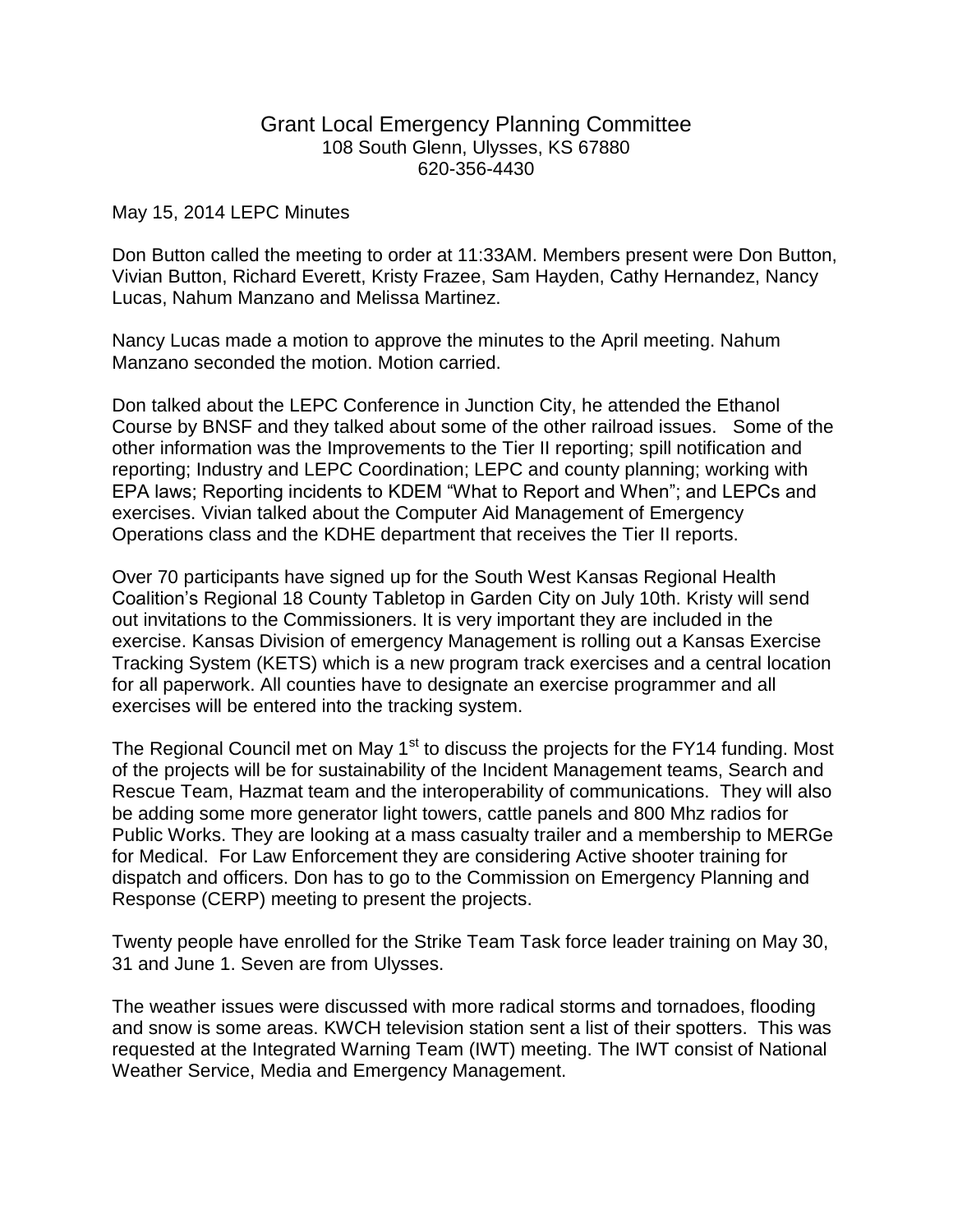# Grant Local Emergency Planning Committee

108 South Glenn, Ulysses, KS 67880
620-356-4430

May 15, 2014 LEPC Minutes

Don Button called the meeting to order at 11:33AM. Members present were Don Button, Vivian Button, Richard Everett, Kristy Frazee, Sam Hayden, Cathy Hernandez, Nancy Lucas, Nahum Manzano and Melissa Martinez.

Nancy Lucas made a motion to approve the minutes to the April meeting. Nahum Manzano seconded the motion. Motion carried.

Don talked about the LEPC Conference in Junction City, he attended the Ethanol Course by BNSF and they talked about some of the other railroad issues. Some of the other information was the Improvements to the Tier II reporting; spill notification and reporting; Industry and LEPC Coordination; LEPC and county planning; working with EPA laws; Reporting incidents to KDEM "What to Report and When"; and LEPCs and exercises. Vivian talked about the Computer Aid Management of Emergency Operations class and the KDHE department that receives the Tier II reports.

Over 70 participants have signed up for the South West Kansas Regional Health Coalition's Regional 18 County Tabletop in Garden City on July 10th. Kristy will send out invitations to the Commissioners. It is very important they are included in the exercise. Kansas Division of emergency Management is rolling out a Kansas Exercise Tracking System (KETS) which is a new program track exercises and a central location for all paperwork. All counties have to designate an exercise programmer and all exercises will be entered into the tracking system.

The Regional Council met on May 1st to discuss the projects for the FY14 funding. Most of the projects will be for sustainability of the Incident Management teams, Search and Rescue Team, Hazmat team and the interoperability of communications. They will also be adding some more generator light towers, cattle panels and 800 Mhz radios for Public Works. They are looking at a mass casualty trailer and a membership to MERGe for Medical. For Law Enforcement they are considering Active shooter training for dispatch and officers. Don has to go to the Commission on Emergency Planning and Response (CERP) meeting to present the projects.

Twenty people have enrolled for the Strike Team Task force leader training on May 30, 31 and June 1. Seven are from Ulysses.

The weather issues were discussed with more radical storms and tornadoes, flooding and snow is some areas. KWCH television station sent a list of their spotters. This was requested at the Integrated Warning Team (IWT) meeting. The IWT consist of National Weather Service, Media and Emergency Management.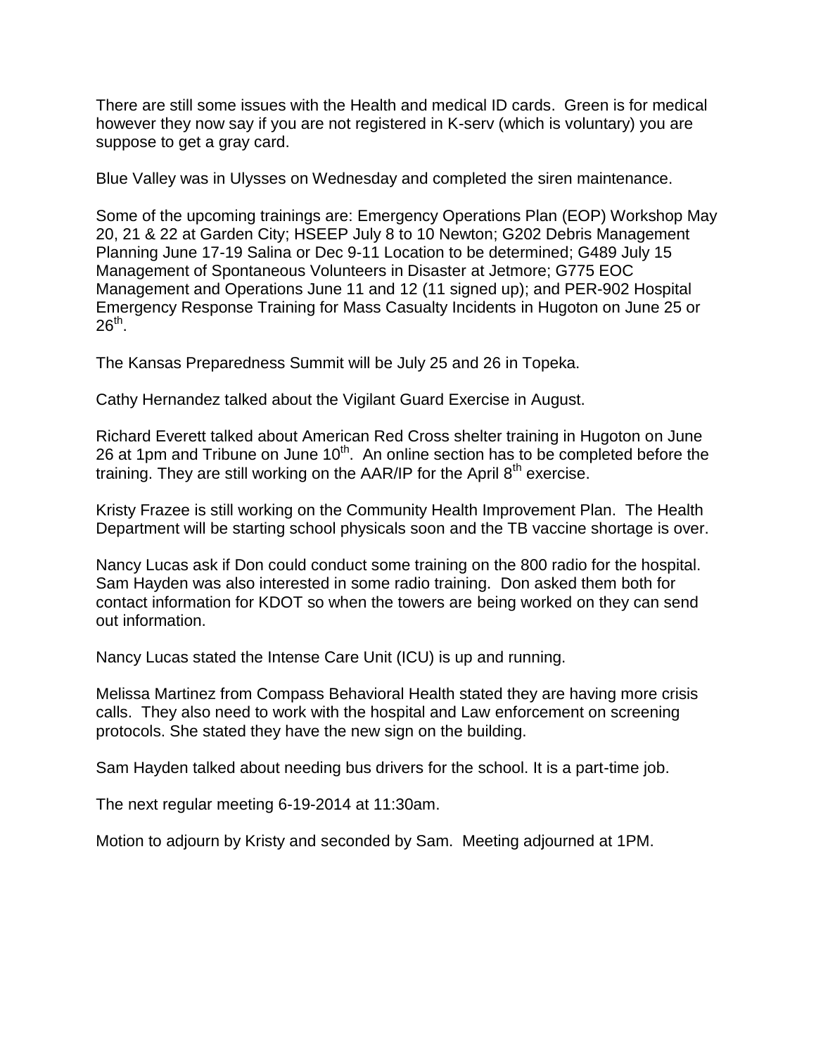There are still some issues with the Health and medical ID cards. Green is for medical however they now say if you are not registered in K-serv (which is voluntary) you are suppose to get a gray card.

Blue Valley was in Ulysses on Wednesday and completed the siren maintenance.

Some of the upcoming trainings are: Emergency Operations Plan (EOP) Workshop May 20, 21 & 22 at Garden City; HSEEP July 8 to 10 Newton; G202 Debris Management Planning June 17-19 Salina or Dec 9-11 Location to be determined; G489 July 15 Management of Spontaneous Volunteers in Disaster at Jetmore; G775 EOC Management and Operations June 11 and 12 (11 signed up); and PER-902 Hospital Emergency Response Training for Mass Casualty Incidents in Hugoton on June 25 or 26th.

The Kansas Preparedness Summit will be July 25 and 26 in Topeka.

Cathy Hernandez talked about the Vigilant Guard Exercise in August.

Richard Everett talked about American Red Cross shelter training in Hugoton on June 26 at 1pm and Tribune on June 10th. An online section has to be completed before the training. They are still working on the AAR/IP for the April 8th exercise.

Kristy Frazee is still working on the Community Health Improvement Plan. The Health Department will be starting school physicals soon and the TB vaccine shortage is over.

Nancy Lucas ask if Don could conduct some training on the 800 radio for the hospital. Sam Hayden was also interested in some radio training. Don asked them both for contact information for KDOT so when the towers are being worked on they can send out information.

Nancy Lucas stated the Intense Care Unit (ICU) is up and running.

Melissa Martinez from Compass Behavioral Health stated they are having more crisis calls. They also need to work with the hospital and Law enforcement on screening protocols. She stated they have the new sign on the building.

Sam Hayden talked about needing bus drivers for the school. It is a part-time job.

The next regular meeting 6-19-2014 at 11:30am.

Motion to adjourn by Kristy and seconded by Sam. Meeting adjourned at 1PM.